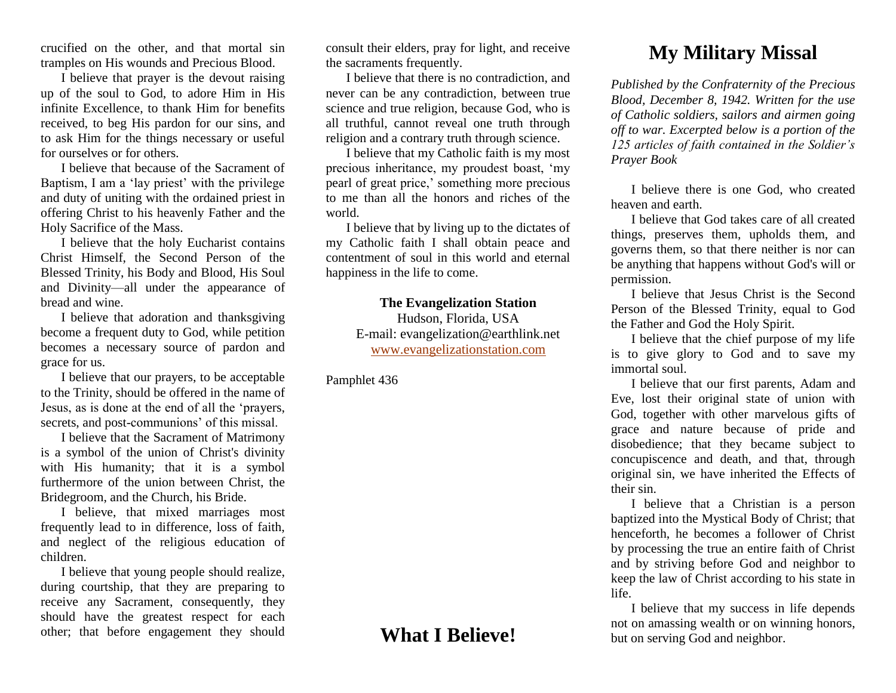# My Military Missal

*Published by the Confraternity of the Precious Blood, December 8, 1942. Written for the use of Catholic soldiers, sailors and airmen going off to war. Excerpted below is a portion of the 125 articles of faith contained in the Soldier's Prayer Book*

I believe there is one God, who created heaven and earth.

I believe that God takes care of all created things, preserves them, upholds them, and governs them, so that there neither is nor can be anything that happens without God's will or permission.

I believe that Jesus Christ is the Second Person of the Blessed Trinity, equal to God the Father and God the Holy Spirit.

I believe that the chief purpose of my life is to give glory to God and to save my immortal soul.

I believe that our first parents, Adam and Eve, lost their original state of union with God, together with other marvelous gifts of grace and nature because of pride and disobedience; that they became subject to concupiscence and death, and that, through original sin, we have inherited the Effects of their sin.

I believe that a Christian is a person baptized into the Mystical Body of Christ; that henceforth, he becomes a follower of Christ by processing the true an entire faith of Christ and by striving before God and neighbor to keep the law of Christ according to his state in life.

I believe that my success in life depends not on amassing wealth or on winning honors, but on serving God and neighbor.

crucified on the other, and that mortal sin tramples on His wounds and Precious Blood.

I believe that prayer is the devout raising up of the soul to God, to adore Him in His infinite Excellence, to thank Him for benefits received, to beg His pardon for our sins, and to ask Him for the things necessary or useful for ourselves or for others.

I believe that because of the Sacrament of Baptism, I am a 'lay priest' with the privilege and duty of uniting with the ordained priest in offering Christ to his heavenly Father and the Holy Sacrifice of the Mass.

I believe that the holy Eucharist contains Christ Himself, the Second Person of the Blessed Trinity, his Body and Blood, His Soul and Divinity—all under the appearance of bread and wine.

I believe that adoration and thanksgiving become a frequent duty to God, while petition becomes a necessary source of pardon and grace for us.

I believe that our prayers, to be acceptable to the Trinity, should be offered in the name of Jesus, as is done at the end of all the 'prayers, secrets, and post-communions' of this missal.

I believe that the Sacrament of Matrimony is a symbol of the union of Christ's divinity with His humanity; that it is a symbol furthermore of the union between Christ, the Bridegroom, and the Church, his Bride.

I believe, that mixed marriages most frequently lead to in difference, loss of faith, and neglect of the religious education of children.

I believe that young people should realize, during courtship, that they are preparing to receive any Sacrament, consequently, they should have the greatest respect for each other; that before engagement they should consult their elders, pray for light, and receive the sacraments frequently.

I believe that there is no contradiction, and never can be any contradiction, between true science and true religion, because God, who is all truthful, cannot reveal one truth through religion and a contrary truth through science.

I believe that my Catholic faith is my most precious inheritance, my proudest boast, 'my pearl of great price,' something more precious to me than all the honors and riches of the world.

I believe that by living up to the dictates of my Catholic faith I shall obtain peace and contentment of soul in this world and eternal happiness in the life to come.

**The Evangelization Station**
Hudson, Florida, USA
E-mail: evangelization@earthlink.net
www.evangelizationstation.com

Pamphlet 436

# What I Believe!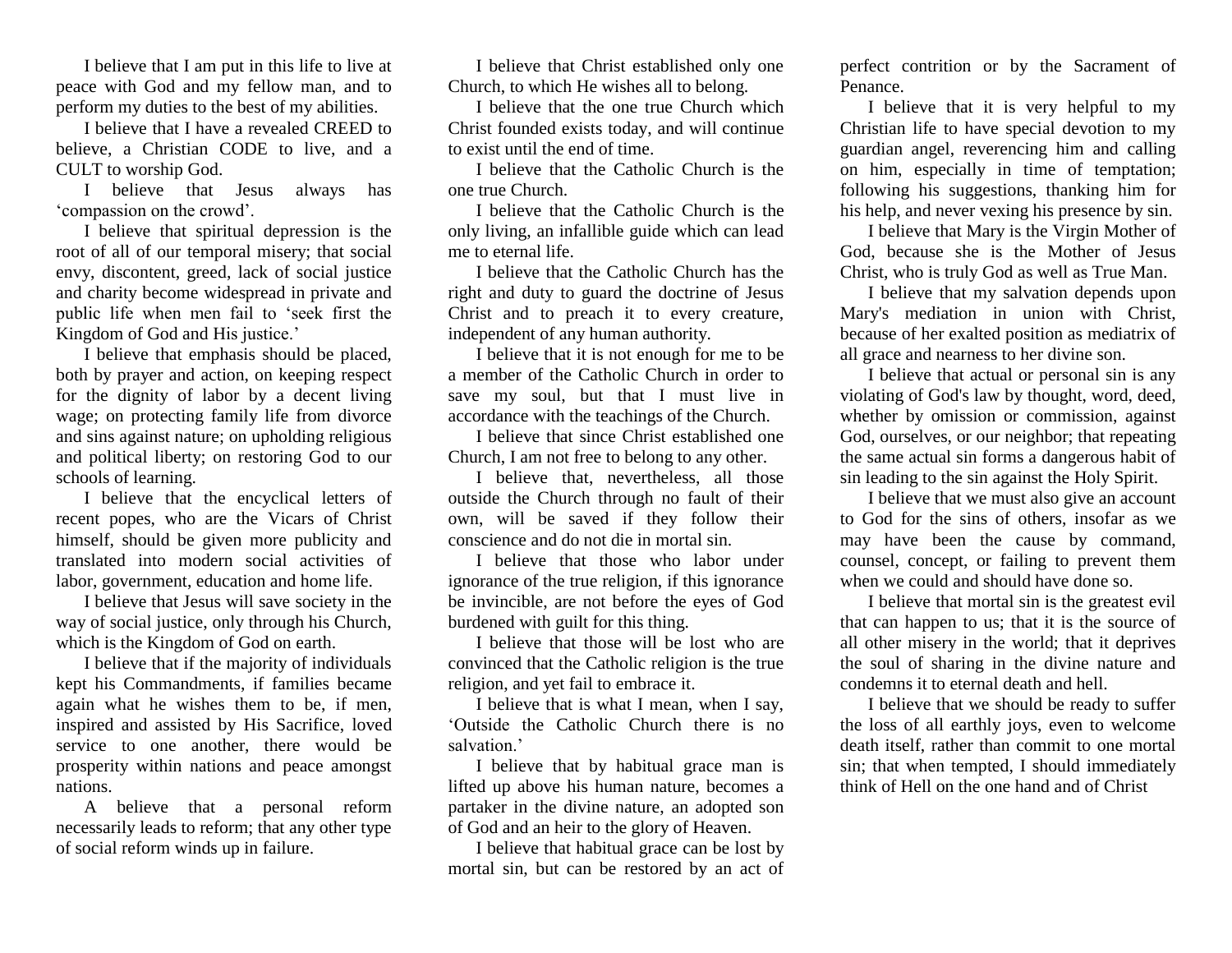I believe that I am put in this life to live at peace with God and my fellow man, and to perform my duties to the best of my abilities.

I believe that I have a revealed CREED to believe, a Christian CODE to live, and a CULT to worship God.

I believe that Jesus always has 'compassion on the crowd'.

I believe that spiritual depression is the root of all of our temporal misery; that social envy, discontent, greed, lack of social justice and charity become widespread in private and public life when men fail to 'seek first the Kingdom of God and His justice.'

I believe that emphasis should be placed, both by prayer and action, on keeping respect for the dignity of labor by a decent living wage; on protecting family life from divorce and sins against nature; on upholding religious and political liberty; on restoring God to our schools of learning.

I believe that the encyclical letters of recent popes, who are the Vicars of Christ himself, should be given more publicity and translated into modern social activities of labor, government, education and home life.

I believe that Jesus will save society in the way of social justice, only through his Church, which is the Kingdom of God on earth.

I believe that if the majority of individuals kept his Commandments, if families became again what he wishes them to be, if men, inspired and assisted by His Sacrifice, loved service to one another, there would be prosperity within nations and peace amongst nations.

A believe that a personal reform necessarily leads to reform; that any other type of social reform winds up in failure.

I believe that Christ established only one Church, to which He wishes all to belong.

I believe that the one true Church which Christ founded exists today, and will continue to exist until the end of time.

I believe that the Catholic Church is the one true Church.

I believe that the Catholic Church is the only living, an infallible guide which can lead me to eternal life.

I believe that the Catholic Church has the right and duty to guard the doctrine of Jesus Christ and to preach it to every creature, independent of any human authority.

I believe that it is not enough for me to be a member of the Catholic Church in order to save my soul, but that I must live in accordance with the teachings of the Church.

I believe that since Christ established one Church, I am not free to belong to any other.

I believe that, nevertheless, all those outside the Church through no fault of their own, will be saved if they follow their conscience and do not die in mortal sin.

I believe that those who labor under ignorance of the true religion, if this ignorance be invincible, are not before the eyes of God burdened with guilt for this thing.

I believe that those will be lost who are convinced that the Catholic religion is the true religion, and yet fail to embrace it.

I believe that is what I mean, when I say, 'Outside the Catholic Church there is no salvation.'

I believe that by habitual grace man is lifted up above his human nature, becomes a partaker in the divine nature, an adopted son of God and an heir to the glory of Heaven.

I believe that habitual grace can be lost by mortal sin, but can be restored by an act of perfect contrition or by the Sacrament of Penance.

I believe that it is very helpful to my Christian life to have special devotion to my guardian angel, reverencing him and calling on him, especially in time of temptation; following his suggestions, thanking him for his help, and never vexing his presence by sin.

I believe that Mary is the Virgin Mother of God, because she is the Mother of Jesus Christ, who is truly God as well as True Man.

I believe that my salvation depends upon Mary's mediation in union with Christ, because of her exalted position as mediatrix of all grace and nearness to her divine son.

I believe that actual or personal sin is any violating of God's law by thought, word, deed, whether by omission or commission, against God, ourselves, or our neighbor; that repeating the same actual sin forms a dangerous habit of sin leading to the sin against the Holy Spirit.

I believe that we must also give an account to God for the sins of others, insofar as we may have been the cause by command, counsel, concept, or failing to prevent them when we could and should have done so.

I believe that mortal sin is the greatest evil that can happen to us; that it is the source of all other misery in the world; that it deprives the soul of sharing in the divine nature and condemns it to eternal death and hell.

I believe that we should be ready to suffer the loss of all earthly joys, even to welcome death itself, rather than commit to one mortal sin; that when tempted, I should immediately think of Hell on the one hand and of Christ